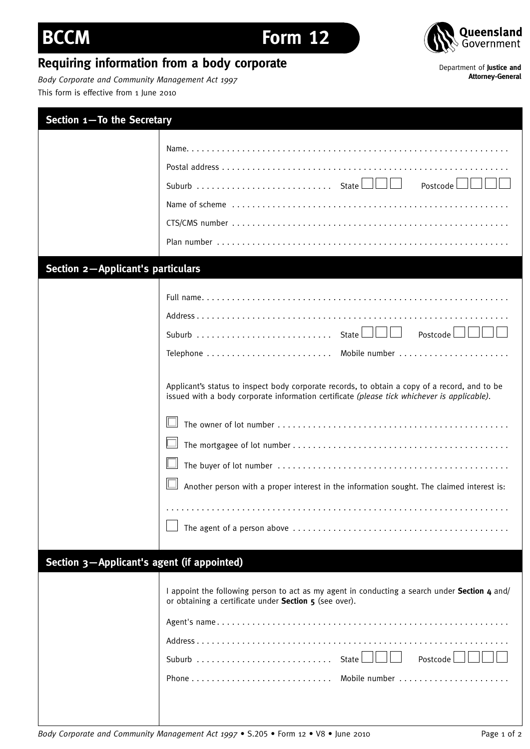# BCCM Form 12

## Requiring information from a body corporate

*Body Corporate and Community Management Act 1997*

This form is effective from 1 June 2010

Queensland Government

Department of **Justice and Attorney-General**

## Section 1—To the Secretary

Name. . . . . . . . . . . . . . . . . . . . . . . . . . . . . . . . . . . . . . . . . . . . . . . . . . . . . . . . . . . . . .

Postal address . . . . . . . . . . . . . . . . . . . . . . . . . . . . . . . . . . . . . . . . . . . . . . . . . . . . . . . .

Suburb . . . . . . . . . . . . . . . . . . . . . . . . . . State ☐☐☐ Postcode ☐☐☐☐

Name of scheme . . . . . . . . . . . . . . . . . . . . . . . . . . . . . . . . . . . . . . . . . . . . . . . . . . . . . .

CTS/CMS number . . . . . . . . . . . . . . . . . . . . . . . . . . . . . . . . . . . . . . . . . . . . . . . . . . . . .

Plan number . . . . . . . . . . . . . . . . . . . . . . . . . . . . . . . . . . . . . . . . . . . . . . . . . . . . . . . . .

## Section 2—Applicant's particulars

Full name. . . . . . . . . . . . . . . . . . . . . . . . . . . . . . . . . . . . . . . . . . . . . . . . . . . . . . . . . . .

Address . . . . . . . . . . . . . . . . . . . . . . . . . . . . . . . . . . . . . . . . . . . . . . . . . . . . . . . . . . . . .

Suburb . . . . . . . . . . . . . . . . . . . . . . . . . . State ☐☐☐ Postcode ☐☐☐☐

Telephone . . . . . . . . . . . . . . . . . . . . . . . . Mobile number . . . . . . . . . . . . . . . . . . . . . .

Applicant's status to inspect body corporate records, to obtain a copy of a record, and to be issued with a body corporate information certificate *(please tick whichever is applicable)*.

☐ The owner of lot number . . . . . . . . . . . . . . . . . . . . . . . . . . . . . . . . . . . . . . . . . . . . . .

☐ The mortgagee of lot number . . . . . . . . . . . . . . . . . . . . . . . . . . . . . . . . . . . . . . . . . . .

☐ The buyer of lot number . . . . . . . . . . . . . . . . . . . . . . . . . . . . . . . . . . . . . . . . . . . . . .

☐ Another person with a proper interest in the information sought. The claimed interest is:

. . . . . . . . . . . . . . . . . . . . . . . . . . . . . . . . . . . . . . . . . . . . . . . . . . . . . . . . . . . . . . . . . . . .

☐ The agent of a person above . . . . . . . . . . . . . . . . . . . . . . . . . . . . . . . . . . . . . . . . . .

## Section 3—Applicant's agent (if appointed)

I appoint the following person to act as my agent in conducting a search under **Section 4** and/or obtaining a certificate under **Section 5** (see over).

Agent's name . . . . . . . . . . . . . . . . . . . . . . . . . . . . . . . . . . . . . . . . . . . . . . . . . . . . . . . . .

Address . . . . . . . . . . . . . . . . . . . . . . . . . . . . . . . . . . . . . . . . . . . . . . . . . . . . . . . . . . . . .

Suburb . . . . . . . . . . . . . . . . . . . . . . . . . . State ☐☐☐ Postcode ☐☐☐☐

Phone . . . . . . . . . . . . . . . . . . . . . . . . . . . Mobile number . . . . . . . . . . . . . . . . . . . . . .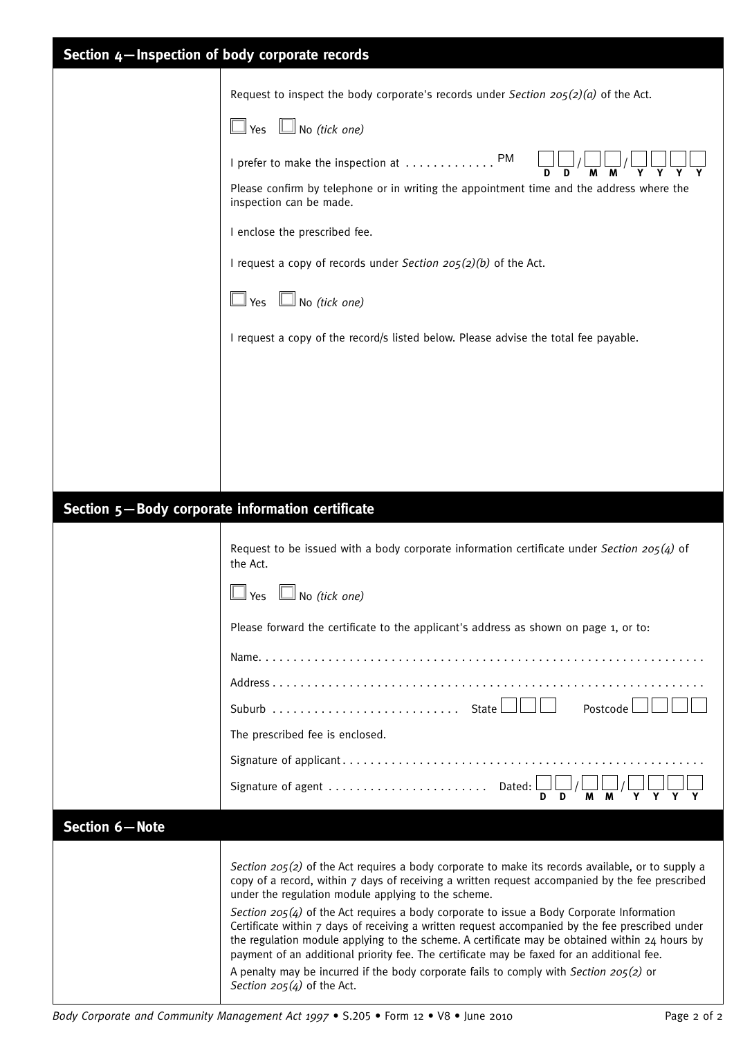## Section 4—Inspection of body corporate records

Request to inspect the body corporate's records under *Section 205(2)(a)* of the Act.

☐ Yes ☐ No *(tick one)*

I prefer to make the inspection at . . . . . . . . . . . . . PM ☐☐/☐☐/☐☐☐☐ (D D / M M / Y Y Y Y)

Please confirm by telephone or in writing the appointment time and the address where the inspection can be made.

I enclose the prescribed fee.

I request a copy of records under *Section 205(2)(b)* of the Act.

☐ Yes ☐ No *(tick one)*

I request a copy of the record/s listed below. Please advise the total fee payable.

## Section 5—Body corporate information certificate

Request to be issued with a body corporate information certificate under *Section 205(4)* of the Act.

☐ Yes ☐ No *(tick one)*

Please forward the certificate to the applicant's address as shown on page 1, or to:

Name. . . . . . . . . . . . . . . . . . . . . . . . . . . . . . . . . . . . . . . . . . . . . . . . . . . . . . . . . . . . . .

Address . . . . . . . . . . . . . . . . . . . . . . . . . . . . . . . . . . . . . . . . . . . . . . . . . . . . . . . . . . . . .

Suburb . . . . . . . . . . . . . . . . . . . . . . . . . . . State ☐☐☐ Postcode ☐☐☐☐

The prescribed fee is enclosed.

Signature of applicant . . . . . . . . . . . . . . . . . . . . . . . . . . . . . . . . . . . . . . . . . . . . . . . . . . .

Signature of agent . . . . . . . . . . . . . . . . . . . . . . . Dated: ☐☐/☐☐/☐☐☐☐ (D D / M M / Y Y Y Y)

## Section 6—Note

*Section 205(2)* of the Act requires a body corporate to make its records available, or to supply a copy of a record, within 7 days of receiving a written request accompanied by the fee prescribed under the regulation module applying to the scheme.

*Section 205(4)* of the Act requires a body corporate to issue a Body Corporate Information Certificate within 7 days of receiving a written request accompanied by the fee prescribed under the regulation module applying to the scheme. A certificate may be obtained within 24 hours by payment of an additional priority fee. The certificate may be faxed for an additional fee.

A penalty may be incurred if the body corporate fails to comply with *Section 205(2)* or *Section 205(4)* of the Act.

*Body Corporate and Community Management Act 1997* • S.205 • Form 12 • V8 • June 2010